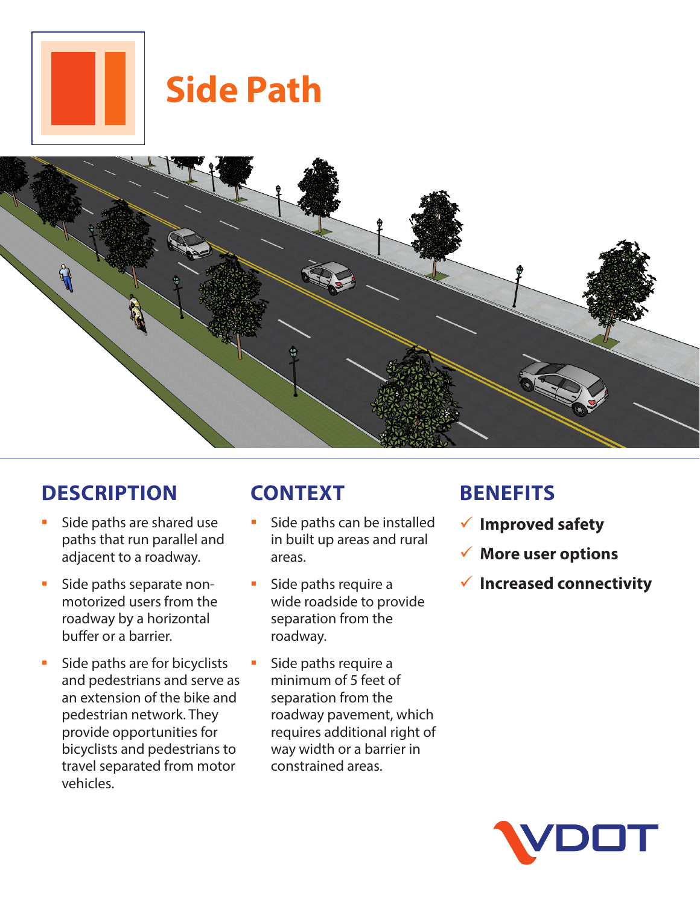# Side Path

## DESCRIPTION

- Side paths are shared use paths that run parallel and adjacent to a roadway.
- Side paths separate non-motorized users from the roadway by a horizontal buffer or a barrier.
- Side paths are for bicyclists and pedestrians and serve as an extension of the bike and pedestrian network. They provide opportunities for bicyclists and pedestrians to travel separated from motor vehicles.

## CONTEXT

- Side paths can be installed in built up areas and rural areas.
- Side paths require a wide roadside to provide separation from the roadway.
- Side paths require a minimum of 5 feet of separation from the roadway pavement, which requires additional right of way width or a barrier in constrained areas.

## BENEFITS

- ✓ **Improved safety**
- ✓ **More user options**
- ✓ **Increased connectivity**

VDOT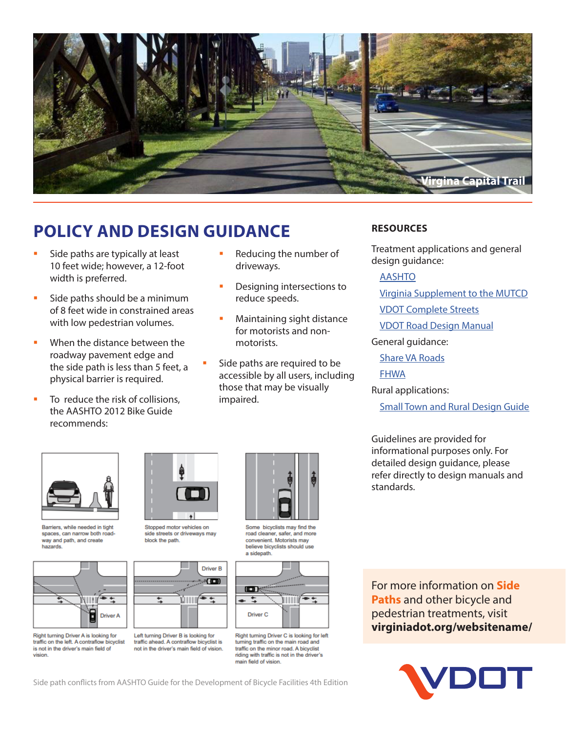Virgina Capital Trail

## POLICY AND DESIGN GUIDANCE

- Side paths are typically at least 10 feet wide; however, a 12-foot width is preferred.
- Side paths should be a minimum of 8 feet wide in constrained areas with low pedestrian volumes.
- When the distance between the roadway pavement edge and the side path is less than 5 feet, a physical barrier is required.
- To reduce the risk of collisions, the AASHTO 2012 Bike Guide recommends:
  - Reducing the number of driveways.
  - Designing intersections to reduce speeds.
  - Maintaining sight distance for motorists and non-motorists.
- Side paths are required to be accessible by all users, including those that may be visually impaired.

Barriers, while needed in tight spaces, can narrow both roadway and path, and create hazards.

Stopped motor vehicles on side streets or driveways may block the path.

Some bicyclists may find the road cleaner, safer, and more convenient. Motorists may believe bicyclists should use a sidepath.

Driver A

Right turning Driver A is looking for traffic on the left. A contraflow bicyclist is not in the driver's main field of vision.

Driver B

Left turning Driver B is looking for traffic ahead. A contraflow bicyclist is not in the driver's main field of vision.

Driver C

Right turning Driver C is looking for left turning traffic on the main road and traffic on the minor road. A bicyclist riding with traffic is not in the driver's main field of vision.

Side path conflicts from AASHTO Guide for the Development of Bicycle Facilities 4th Edition

### RESOURCES

Treatment applications and general design guidance:

- AASHTO
- Virginia Supplement to the MUTCD
- VDOT Complete Streets
- VDOT Road Design Manual

General guidance:

- Share VA Roads
- FHWA

Rural applications:

- Small Town and Rural Design Guide

Guidelines are provided for informational purposes only. For detailed design guidance, please refer directly to design manuals and standards.

For more information on **Side Paths** and other bicycle and pedestrian treatments, visit **virginiadot.org/websitename/**

VDOT